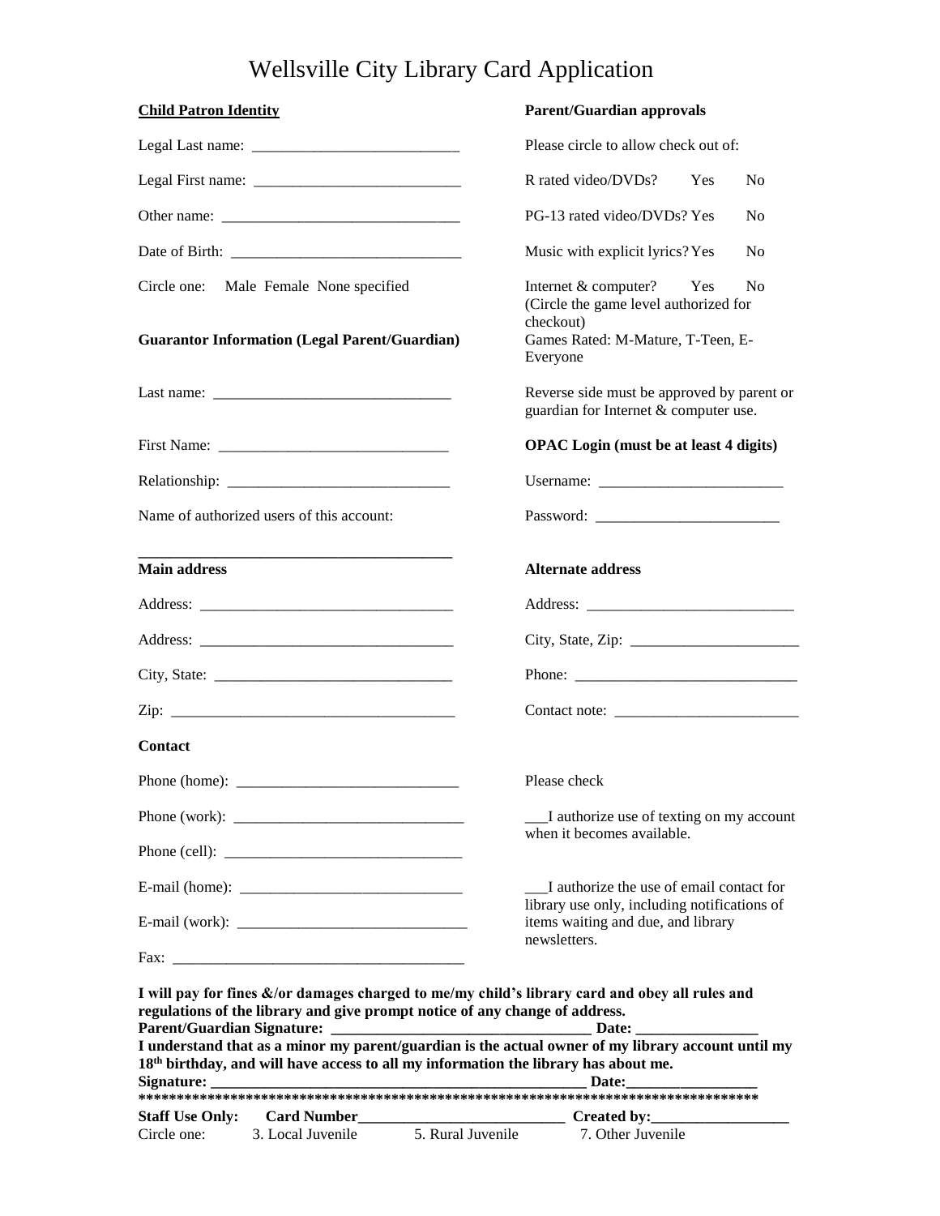# Wellsville City Library Card Application

**Child Patron Identity**

Legal Last name: ___________________________

Legal First name: ___________________________

Other name: _______________________________

Date of Birth: ______________________________

Circle one: Male Female None specified

**Guarantor Information (Legal Parent/Guardian)**

Last name: _______________________________

First Name: ______________________________

Relationship: _____________________________

Name of authorized users of this account:

__________________________________________

**Parent/Guardian approvals**

Please circle to allow check out of:

R rated video/DVDs? Yes No

PG-13 rated video/DVDs? Yes No

Music with explicit lyrics? Yes No

Internet & computer? Yes No
(Circle the game level authorized for checkout)
Games Rated: M-Mature, T-Teen, E-Everyone

Reverse side must be approved by parent or guardian for Internet & computer use.

**OPAC Login (must be at least 4 digits)**

Username: ________________________

Password: ________________________

**Main address**

Address: _________________________________

Address: _________________________________

City, State: _______________________________

Zip: _____________________________________

**Alternate address**

Address: ___________________________

City, State, Zip: ______________________

Phone: _____________________________

Contact note: ________________________

**Contact**

Phone (home): _____________________________

Phone (work): ______________________________

Phone (cell): _______________________________

E-mail (home): _____________________________

E-mail (work): ______________________________

Fax: _____________________________________

Please check

___I authorize use of texting on my account when it becomes available.

___I authorize the use of email contact for library use only, including notifications of items waiting and due, and library newsletters.

**I will pay for fines &/or damages charged to me/my child's library card and obey all rules and regulations of the library and give prompt notice of any change of address.**

**Parent/Guardian Signature: __________________________________ Date: ________________**

**I understand that as a minor my parent/guardian is the actual owner of my library account until my 18th birthday, and will have access to all my information the library has about me.**

**Signature: _____________________________________________________ Date:_________________**

**********************************************************************************

**Staff Use Only: Card Number___________________________ Created by:__________________**

Circle one: 3. Local Juvenile 5. Rural Juvenile 7. Other Juvenile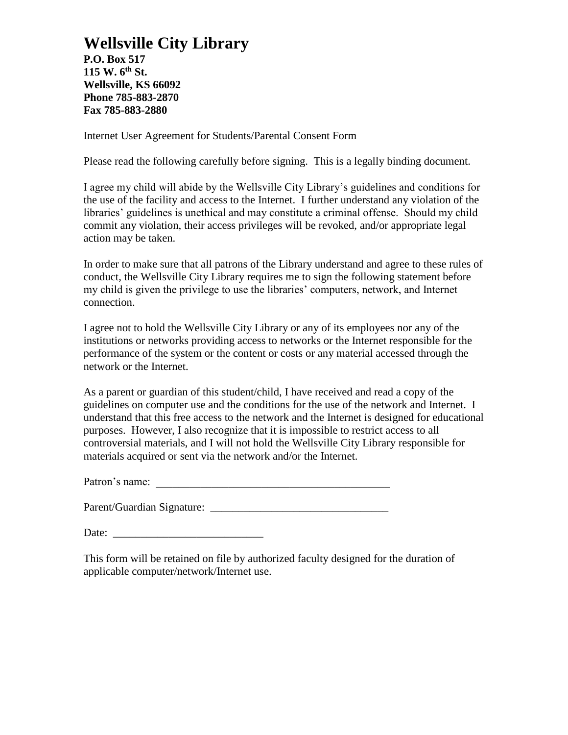# Wellsville City Library

**P.O. Box 517**
**115 W. 6th St.**
**Wellsville, KS 66092**
**Phone 785-883-2870**
**Fax 785-883-2880**

Internet User Agreement for Students/Parental Consent Form

Please read the following carefully before signing. This is a legally binding document.

I agree my child will abide by the Wellsville City Library's guidelines and conditions for the use of the facility and access to the Internet. I further understand any violation of the libraries' guidelines is unethical and may constitute a criminal offense. Should my child commit any violation, their access privileges will be revoked, and/or appropriate legal action may be taken.

In order to make sure that all patrons of the Library understand and agree to these rules of conduct, the Wellsville City Library requires me to sign the following statement before my child is given the privilege to use the libraries' computers, network, and Internet connection.

I agree not to hold the Wellsville City Library or any of its employees nor any of the institutions or networks providing access to networks or the Internet responsible for the performance of the system or the content or costs or any material accessed through the network or the Internet.

As a parent or guardian of this student/child, I have received and read a copy of the guidelines on computer use and the conditions for the use of the network and Internet. I understand that this free access to the network and the Internet is designed for educational purposes. However, I also recognize that it is impossible to restrict access to all controversial materials, and I will not hold the Wellsville City Library responsible for materials acquired or sent via the network and/or the Internet.

Patron's name: ___________________________________________

Parent/Guardian Signature: ________________________________

Date: ___________________________

This form will be retained on file by authorized faculty designed for the duration of applicable computer/network/Internet use.